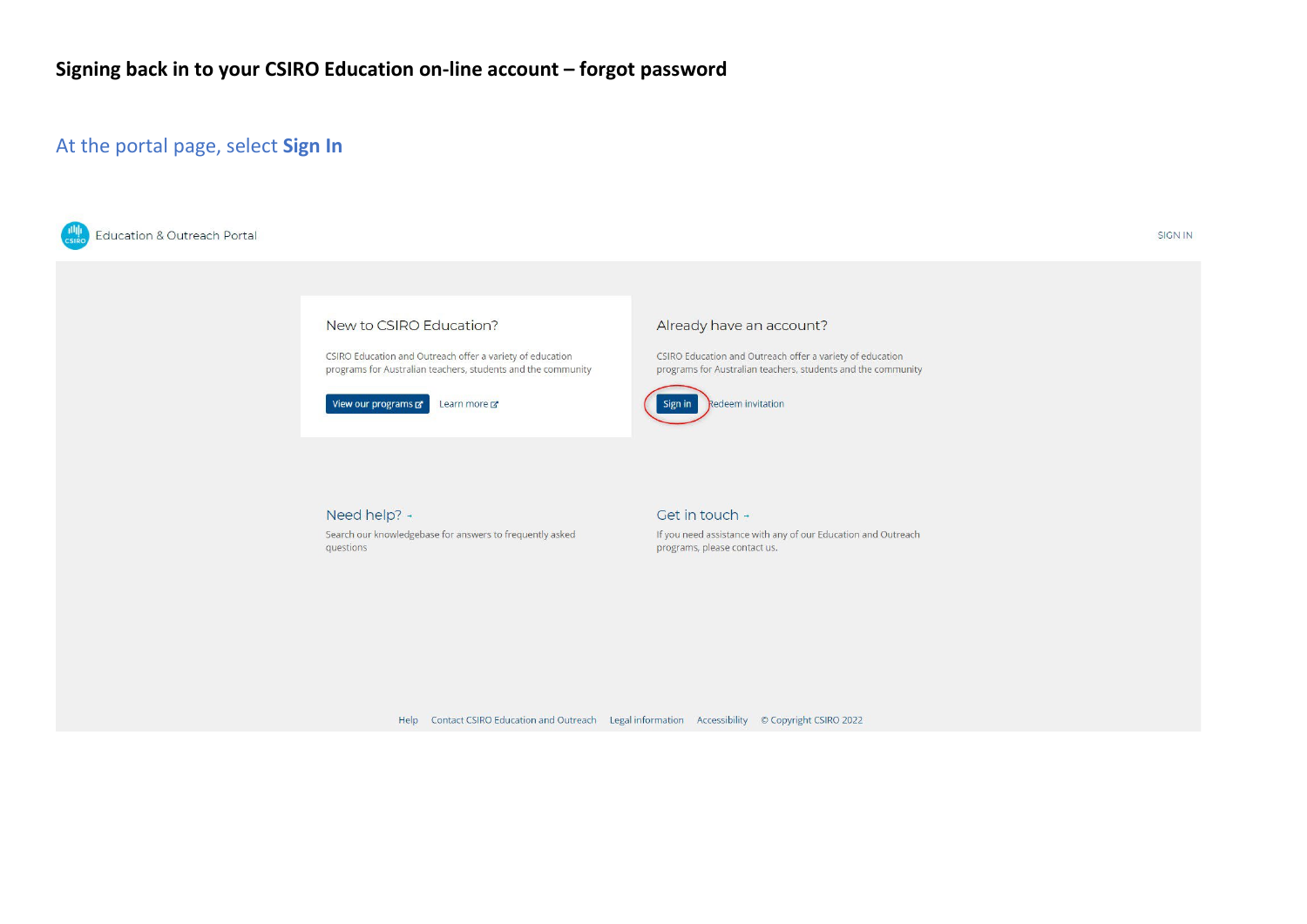# Signing back in to your CSIRO Education on-line account – forgot password

## At the portal page, select **Sign In**

Education & Outreach Portal

SIGN IN

New to CSIRO Education?

CSIRO Education and Outreach offer a variety of education programs for Australian teachers, students and the community

View our programs

Learn more

Already have an account?

CSIRO Education and Outreach offer a variety of education programs for Australian teachers, students and the community

Sign in

Redeem invitation

Need help?

Search our knowledgebase for answers to frequently asked questions

Get in touch

If you need assistance with any of our Education and Outreach programs, please contact us.

Help Contact CSIRO Education and Outreach Legal information Accessibility © Copyright CSIRO 2022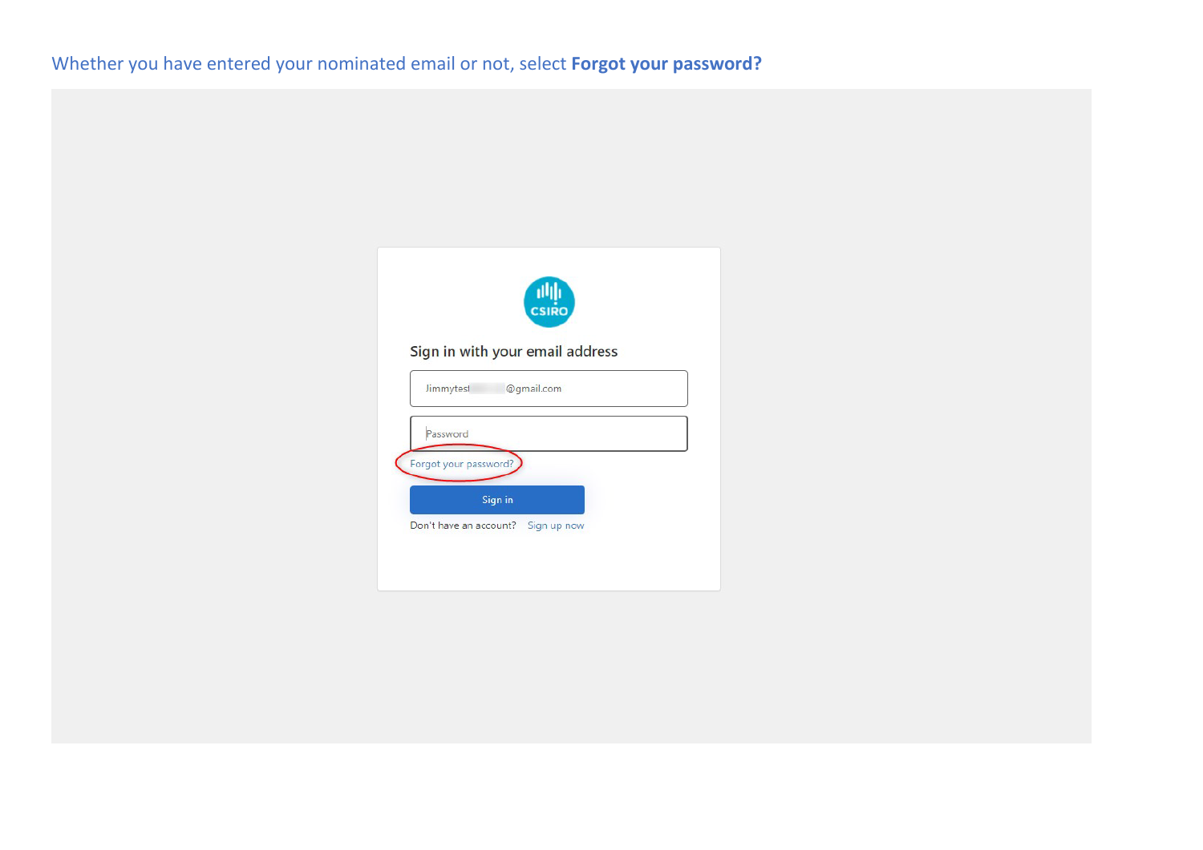Whether you have entered your nominated email or not, select **Forgot your password?**

CSIRO

Sign in with your email address

Jimmytest@gmail.com

Password

Forgot your password?

Sign in

Don't have an account? Sign up now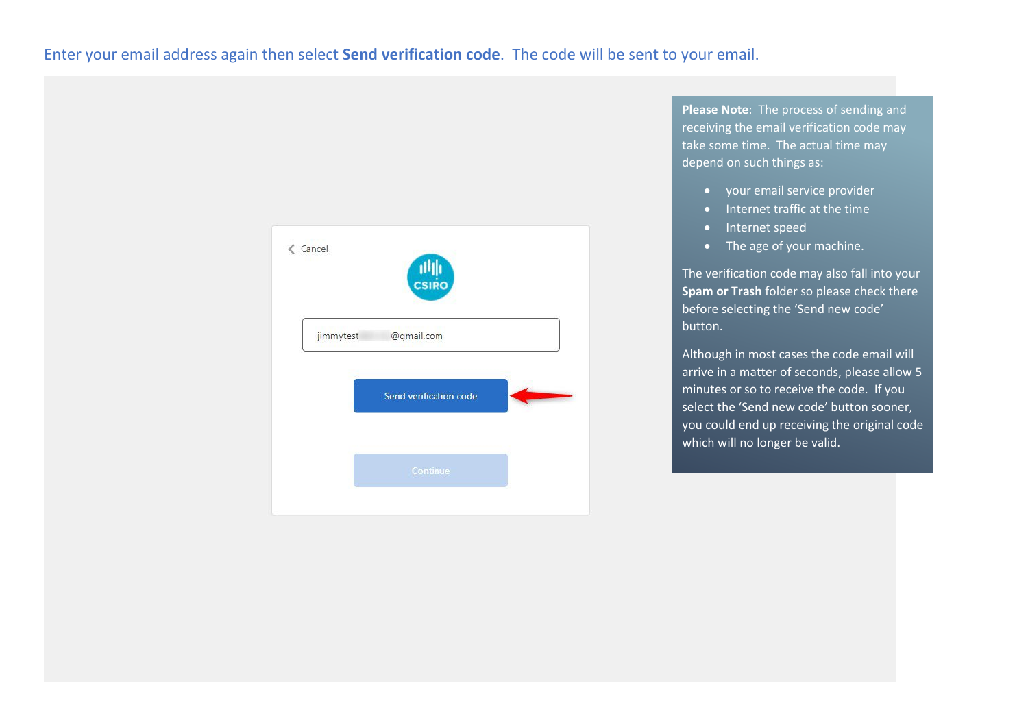Enter your email address again then select **Send verification code**. The code will be sent to your email.

Cancel

CSIRO

jimmytest @gmail.com

Send verification code

Continue

**Please Note**: The process of sending and receiving the email verification code may take some time. The actual time may depend on such things as:

- your email service provider
- Internet traffic at the time
- Internet speed
- The age of your machine.

The verification code may also fall into your **Spam or Trash** folder so please check there before selecting the 'Send new code' button.

Although in most cases the code email will arrive in a matter of seconds, please allow 5 minutes or so to receive the code. If you select the 'Send new code' button sooner, you could end up receiving the original code which will no longer be valid.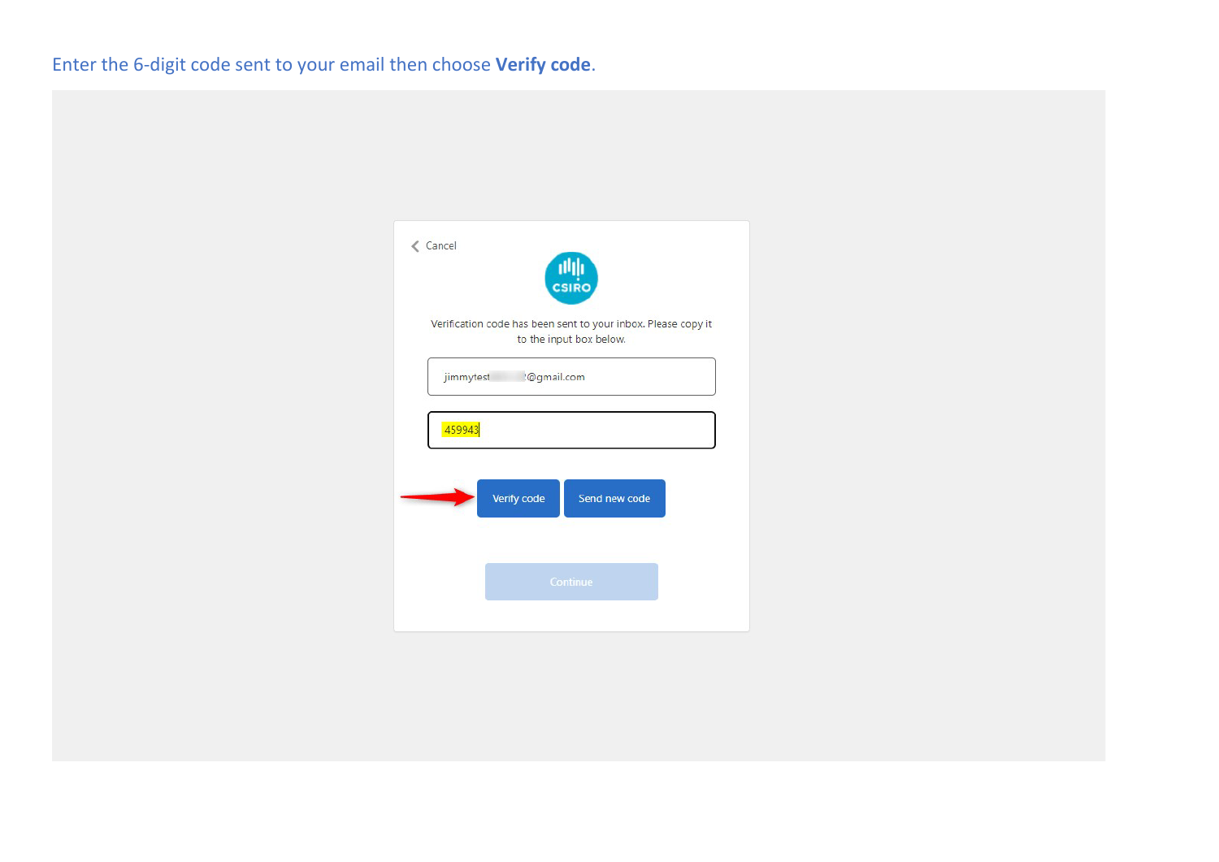Enter the 6-digit code sent to your email then choose **Verify code**.

Cancel

CSIRO

Verification code has been sent to your inbox. Please copy it to the input box below.

jimmytest@gmail.com

459943

Verify code

Send new code

Continue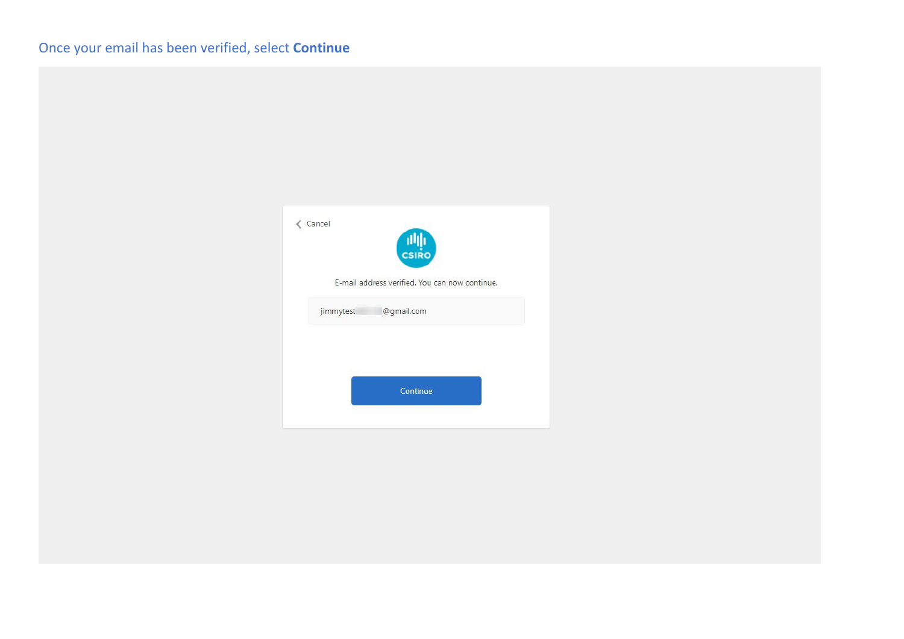Once your email has been verified, select **Continue**

Cancel

CSIRO

E-mail address verified. You can now continue.

jimmytest@gmail.com

Continue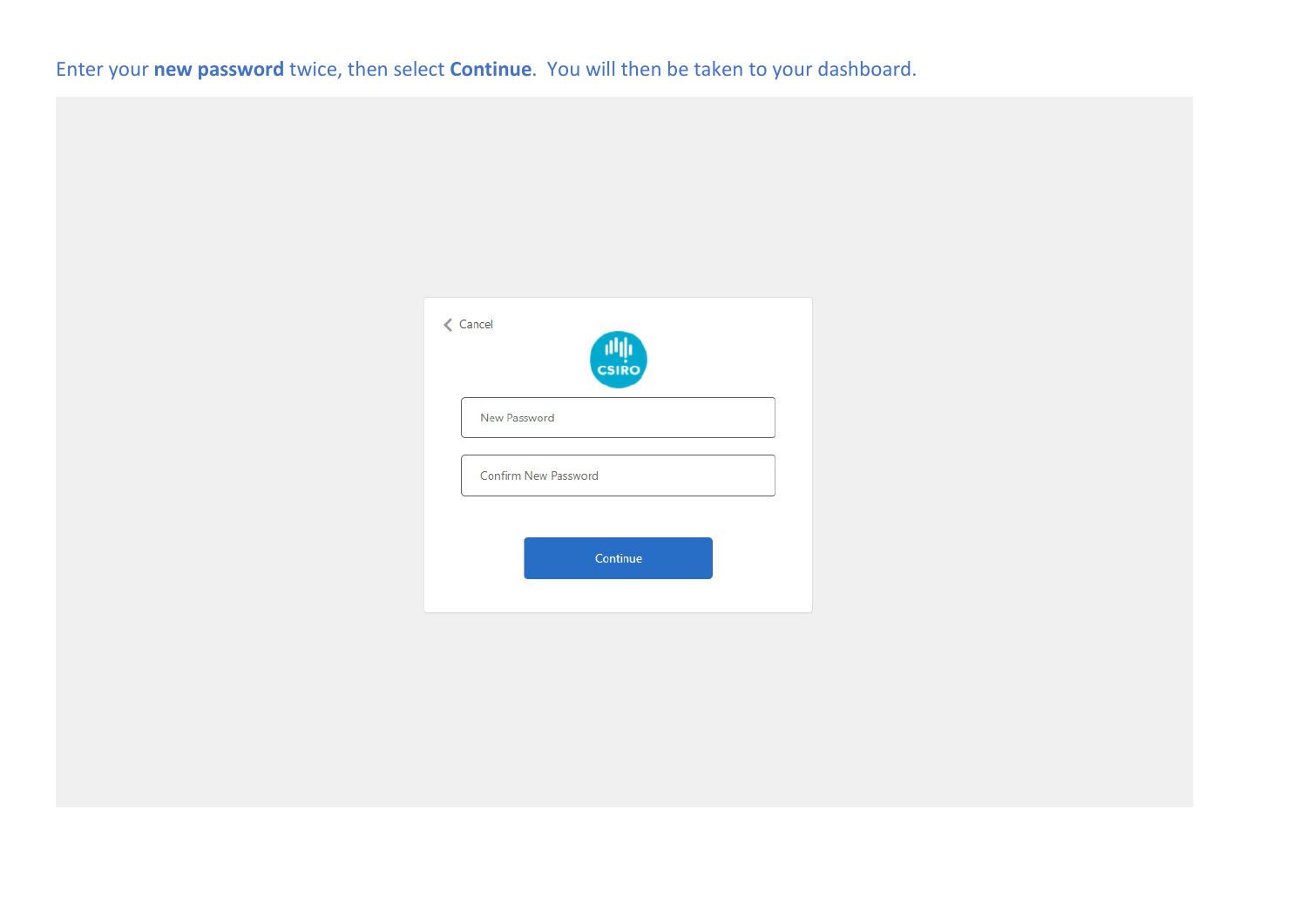Enter your **new password** twice, then select **Continue**.  You will then be taken to your dashboard.

Cancel

CSIRO

New Password

Confirm New Password

Continue